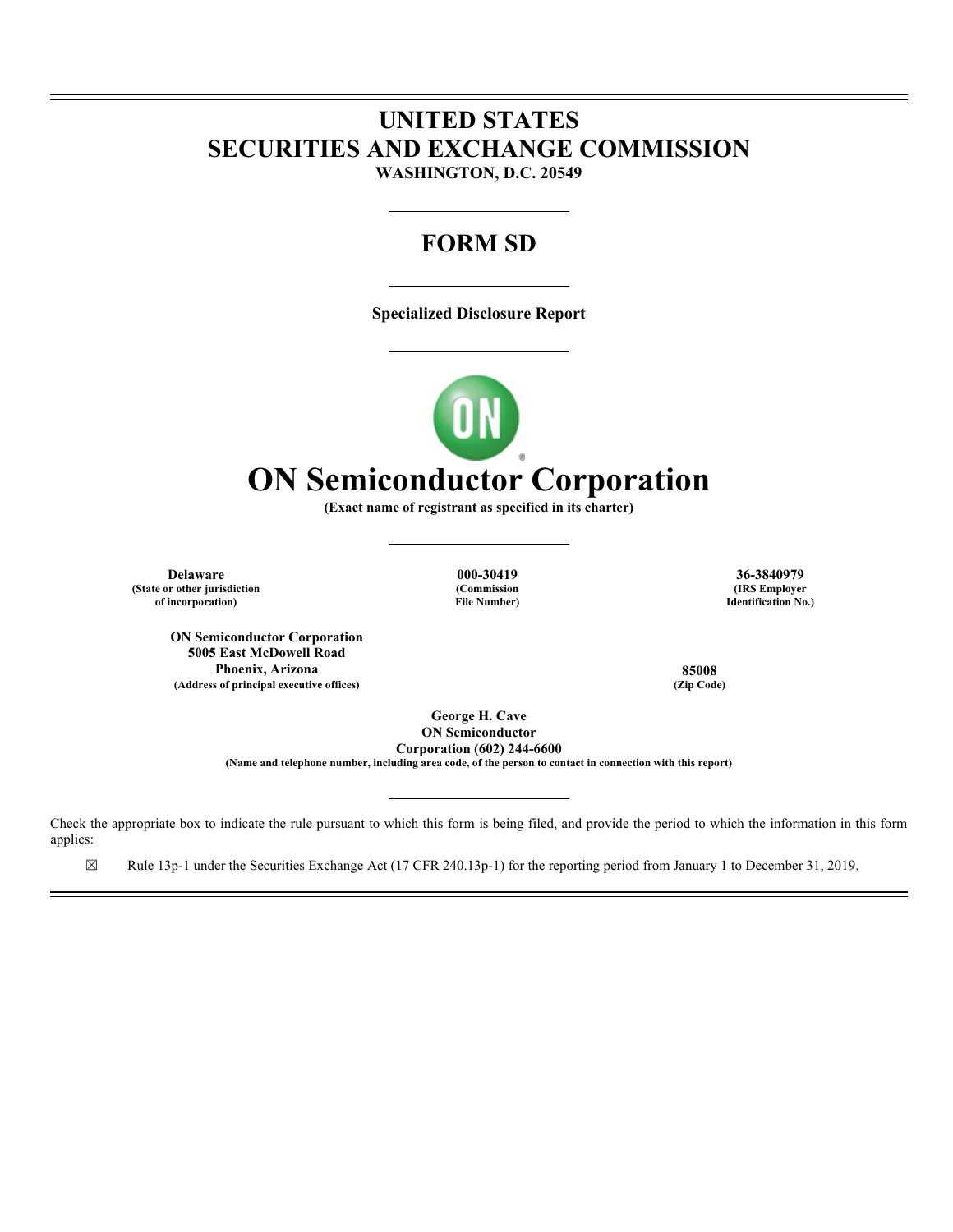# UNITED STATES
# SECURITIES AND EXCHANGE COMMISSION

**WASHINGTON, D.C. 20549**

---

## FORM SD

---

**Specialized Disclosure Report**

---

# ON Semiconductor Corporation

**(Exact name of registrant as specified in its charter)**

---

| **Delaware** | **000-30419** | **36-3840979** |
|---|---|---|
| **(State or other jurisdiction of incorporation)** | **(Commission File Number)** | **(IRS Employer Identification No.)** |

| **ON Semiconductor Corporation**<br>**5005 East McDowell Road**<br>**Phoenix, Arizona** | **85008** |
|---|---|
| **(Address of principal executive offices)** | **(Zip Code)** |

**George H. Cave**
**ON Semiconductor**
**Corporation (602) 244-6600**
**(Name and telephone number, including area code, of the person to contact in connection with this report)**

---

Check the appropriate box to indicate the rule pursuant to which this form is being filed, and provide the period to which the information in this form applies:

☒ Rule 13p-1 under the Securities Exchange Act (17 CFR 240.13p-1) for the reporting period from January 1 to December 31, 2019.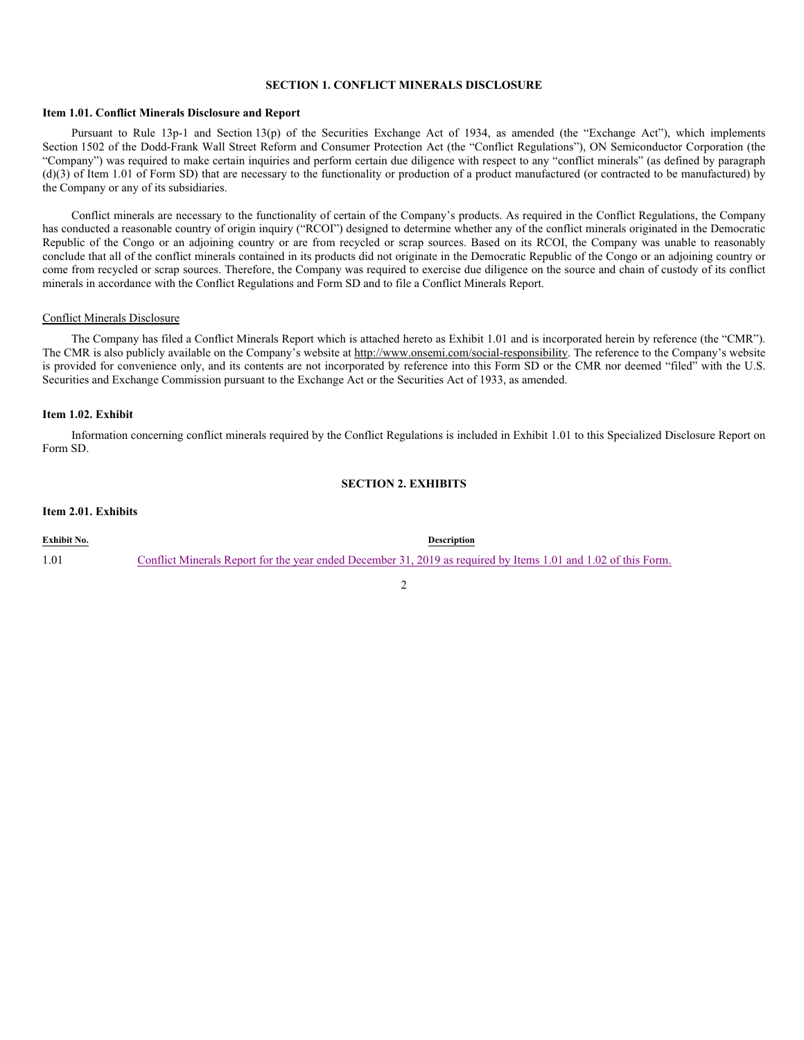## SECTION 1. CONFLICT MINERALS DISCLOSURE

### Item 1.01. Conflict Minerals Disclosure and Report

Pursuant to Rule 13p-1 and Section 13(p) of the Securities Exchange Act of 1934, as amended (the "Exchange Act"), which implements Section 1502 of the Dodd-Frank Wall Street Reform and Consumer Protection Act (the "Conflict Regulations"), ON Semiconductor Corporation (the "Company") was required to make certain inquiries and perform certain due diligence with respect to any "conflict minerals" (as defined by paragraph (d)(3) of Item 1.01 of Form SD) that are necessary to the functionality or production of a product manufactured (or contracted to be manufactured) by the Company or any of its subsidiaries.

Conflict minerals are necessary to the functionality of certain of the Company's products. As required in the Conflict Regulations, the Company has conducted a reasonable country of origin inquiry ("RCOI") designed to determine whether any of the conflict minerals originated in the Democratic Republic of the Congo or an adjoining country or are from recycled or scrap sources. Based on its RCOI, the Company was unable to reasonably conclude that all of the conflict minerals contained in its products did not originate in the Democratic Republic of the Congo or an adjoining country or come from recycled or scrap sources. Therefore, the Company was required to exercise due diligence on the source and chain of custody of its conflict minerals in accordance with the Conflict Regulations and Form SD and to file a Conflict Minerals Report.

Conflict Minerals Disclosure

The Company has filed a Conflict Minerals Report which is attached hereto as Exhibit 1.01 and is incorporated herein by reference (the "CMR"). The CMR is also publicly available on the Company's website at http://www.onsemi.com/social-responsibility. The reference to the Company's website is provided for convenience only, and its contents are not incorporated by reference into this Form SD or the CMR nor deemed "filed" with the U.S. Securities and Exchange Commission pursuant to the Exchange Act or the Securities Act of 1933, as amended.

### Item 1.02. Exhibit

Information concerning conflict minerals required by the Conflict Regulations is included in Exhibit 1.01 to this Specialized Disclosure Report on Form SD.

## SECTION 2. EXHIBITS

### Item 2.01. Exhibits

| Exhibit No. | Description |
|---|---|
| 1.01 | Conflict Minerals Report for the year ended December 31, 2019 as required by Items 1.01 and 1.02 of this Form. |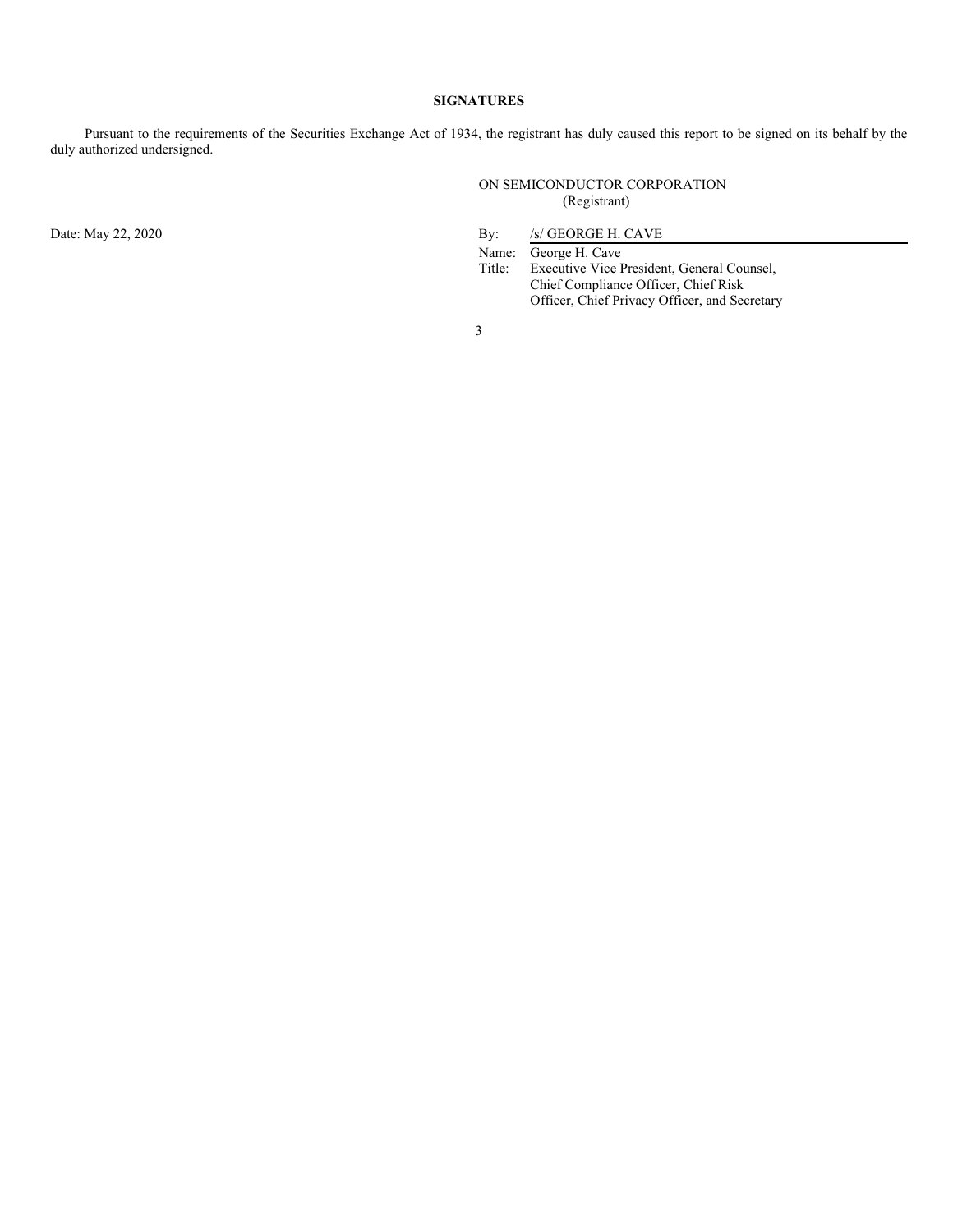**SIGNATURES**

Pursuant to the requirements of the Securities Exchange Act of 1934, the registrant has duly caused this report to be signed on its behalf by the duly authorized undersigned.

ON SEMICONDUCTOR CORPORATION
(Registrant)

Date: May 22, 2020

By: /s/ GEORGE H. CAVE

Name: George H. Cave

Title: Executive Vice President, General Counsel, Chief Compliance Officer, Chief Risk Officer, Chief Privacy Officer, and Secretary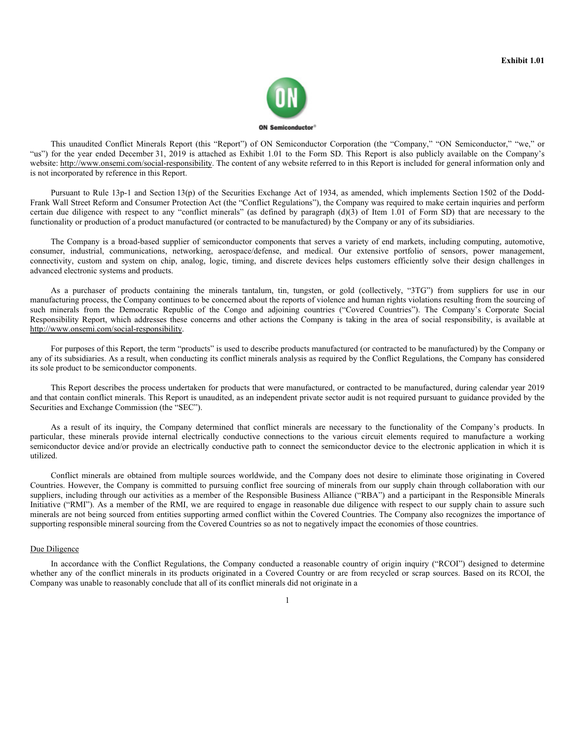**Exhibit 1.01**

ON Semiconductor®

This unaudited Conflict Minerals Report (this "Report") of ON Semiconductor Corporation (the "Company," "ON Semiconductor," "we," or "us") for the year ended December 31, 2019 is attached as Exhibit 1.01 to the Form SD. This Report is also publicly available on the Company's website: http://www.onsemi.com/social-responsibility. The content of any website referred to in this Report is included for general information only and is not incorporated by reference in this Report.

Pursuant to Rule 13p-1 and Section 13(p) of the Securities Exchange Act of 1934, as amended, which implements Section 1502 of the Dodd-Frank Wall Street Reform and Consumer Protection Act (the "Conflict Regulations"), the Company was required to make certain inquiries and perform certain due diligence with respect to any "conflict minerals" (as defined by paragraph (d)(3) of Item 1.01 of Form SD) that are necessary to the functionality or production of a product manufactured (or contracted to be manufactured) by the Company or any of its subsidiaries.

The Company is a broad-based supplier of semiconductor components that serves a variety of end markets, including computing, automotive, consumer, industrial, communications, networking, aerospace/defense, and medical. Our extensive portfolio of sensors, power management, connectivity, custom and system on chip, analog, logic, timing, and discrete devices helps customers efficiently solve their design challenges in advanced electronic systems and products.

As a purchaser of products containing the minerals tantalum, tin, tungsten, or gold (collectively, "3TG") from suppliers for use in our manufacturing process, the Company continues to be concerned about the reports of violence and human rights violations resulting from the sourcing of such minerals from the Democratic Republic of the Congo and adjoining countries ("Covered Countries"). The Company's Corporate Social Responsibility Report, which addresses these concerns and other actions the Company is taking in the area of social responsibility, is available at http://www.onsemi.com/social-responsibility.

For purposes of this Report, the term "products" is used to describe products manufactured (or contracted to be manufactured) by the Company or any of its subsidiaries. As a result, when conducting its conflict minerals analysis as required by the Conflict Regulations, the Company has considered its sole product to be semiconductor components.

This Report describes the process undertaken for products that were manufactured, or contracted to be manufactured, during calendar year 2019 and that contain conflict minerals. This Report is unaudited, as an independent private sector audit is not required pursuant to guidance provided by the Securities and Exchange Commission (the "SEC").

As a result of its inquiry, the Company determined that conflict minerals are necessary to the functionality of the Company's products. In particular, these minerals provide internal electrically conductive connections to the various circuit elements required to manufacture a working semiconductor device and/or provide an electrically conductive path to connect the semiconductor device to the electronic application in which it is utilized.

Conflict minerals are obtained from multiple sources worldwide, and the Company does not desire to eliminate those originating in Covered Countries. However, the Company is committed to pursuing conflict free sourcing of minerals from our supply chain through collaboration with our suppliers, including through our activities as a member of the Responsible Business Alliance ("RBA") and a participant in the Responsible Minerals Initiative ("RMI"). As a member of the RMI, we are required to engage in reasonable due diligence with respect to our supply chain to assure such minerals are not being sourced from entities supporting armed conflict within the Covered Countries. The Company also recognizes the importance of supporting responsible mineral sourcing from the Covered Countries so as not to negatively impact the economies of those countries.

## Due Diligence

In accordance with the Conflict Regulations, the Company conducted a reasonable country of origin inquiry ("RCOI") designed to determine whether any of the conflict minerals in its products originated in a Covered Country or are from recycled or scrap sources. Based on its RCOI, the Company was unable to reasonably conclude that all of its conflict minerals did not originate in a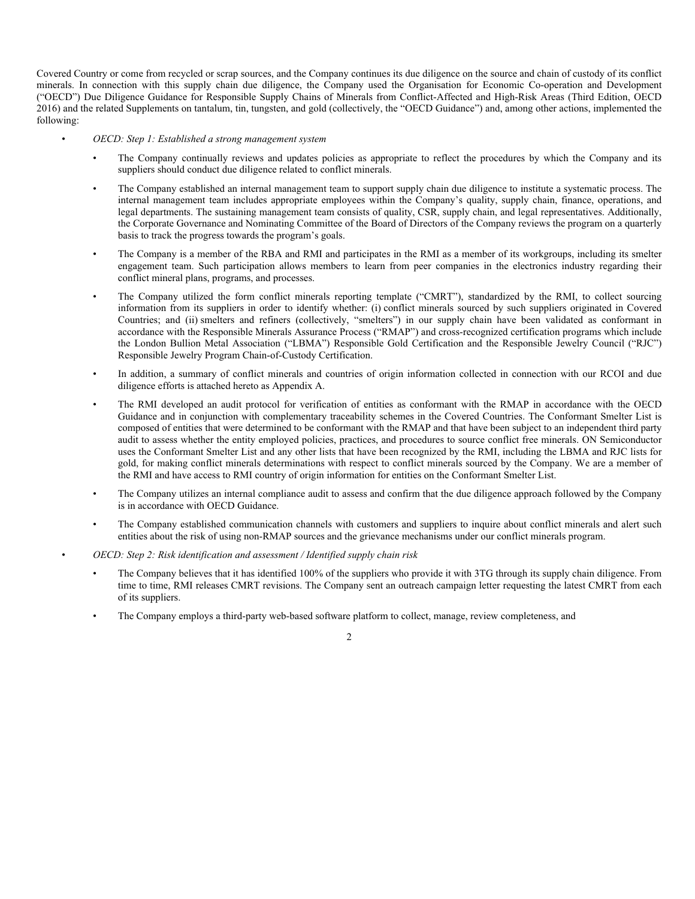Covered Country or come from recycled or scrap sources, and the Company continues its due diligence on the source and chain of custody of its conflict minerals. In connection with this supply chain due diligence, the Company used the Organisation for Economic Co-operation and Development ("OECD") Due Diligence Guidance for Responsible Supply Chains of Minerals from Conflict-Affected and High-Risk Areas (Third Edition, OECD 2016) and the related Supplements on tantalum, tin, tungsten, and gold (collectively, the "OECD Guidance") and, among other actions, implemented the following:

- *OECD: Step 1: Established a strong management system*
  - The Company continually reviews and updates policies as appropriate to reflect the procedures by which the Company and its suppliers should conduct due diligence related to conflict minerals.
  - The Company established an internal management team to support supply chain due diligence to institute a systematic process. The internal management team includes appropriate employees within the Company's quality, supply chain, finance, operations, and legal departments. The sustaining management team consists of quality, CSR, supply chain, and legal representatives. Additionally, the Corporate Governance and Nominating Committee of the Board of Directors of the Company reviews the program on a quarterly basis to track the progress towards the program's goals.
  - The Company is a member of the RBA and RMI and participates in the RMI as a member of its workgroups, including its smelter engagement team. Such participation allows members to learn from peer companies in the electronics industry regarding their conflict mineral plans, programs, and processes.
  - The Company utilized the form conflict minerals reporting template ("CMRT"), standardized by the RMI, to collect sourcing information from its suppliers in order to identify whether: (i) conflict minerals sourced by such suppliers originated in Covered Countries; and (ii) smelters and refiners (collectively, "smelters") in our supply chain have been validated as conformant in accordance with the Responsible Minerals Assurance Process ("RMAP") and cross-recognized certification programs which include the London Bullion Metal Association ("LBMA") Responsible Gold Certification and the Responsible Jewelry Council ("RJC") Responsible Jewelry Program Chain-of-Custody Certification.
  - In addition, a summary of conflict minerals and countries of origin information collected in connection with our RCOI and due diligence efforts is attached hereto as Appendix A.
  - The RMI developed an audit protocol for verification of entities as conformant with the RMAP in accordance with the OECD Guidance and in conjunction with complementary traceability schemes in the Covered Countries. The Conformant Smelter List is composed of entities that were determined to be conformant with the RMAP and that have been subject to an independent third party audit to assess whether the entity employed policies, practices, and procedures to source conflict free minerals. ON Semiconductor uses the Conformant Smelter List and any other lists that have been recognized by the RMI, including the LBMA and RJC lists for gold, for making conflict minerals determinations with respect to conflict minerals sourced by the Company. We are a member of the RMI and have access to RMI country of origin information for entities on the Conformant Smelter List.
  - The Company utilizes an internal compliance audit to assess and confirm that the due diligence approach followed by the Company is in accordance with OECD Guidance.
  - The Company established communication channels with customers and suppliers to inquire about conflict minerals and alert such entities about the risk of using non-RMAP sources and the grievance mechanisms under our conflict minerals program.
- *OECD: Step 2: Risk identification and assessment / Identified supply chain risk*
  - The Company believes that it has identified 100% of the suppliers who provide it with 3TG through its supply chain diligence. From time to time, RMI releases CMRT revisions. The Company sent an outreach campaign letter requesting the latest CMRT from each of its suppliers.
  - The Company employs a third-party web-based software platform to collect, manage, review completeness, and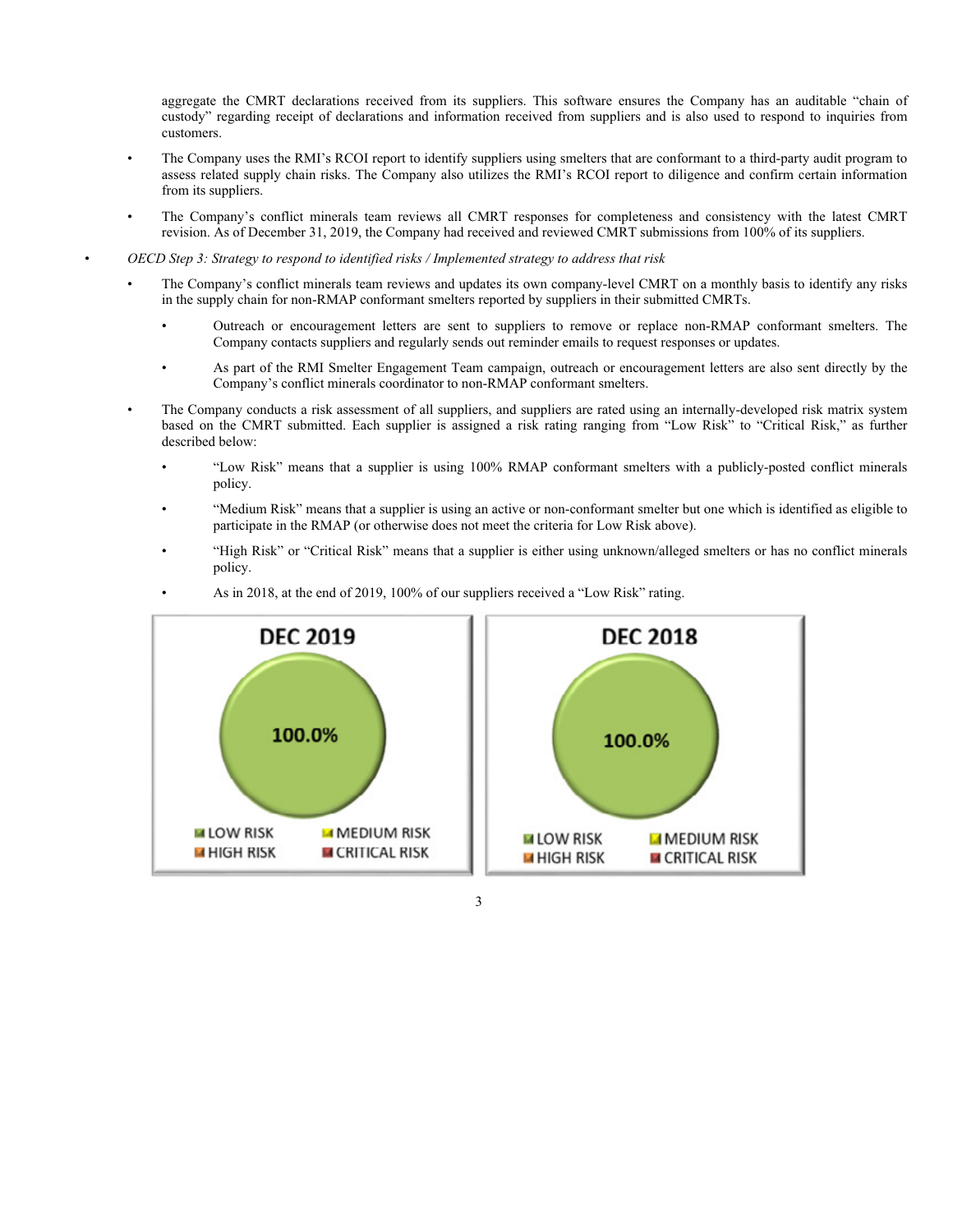aggregate the CMRT declarations received from its suppliers. This software ensures the Company has an auditable "chain of custody" regarding receipt of declarations and information received from suppliers and is also used to respond to inquiries from customers.

- The Company uses the RMI's RCOI report to identify suppliers using smelters that are conformant to a third-party audit program to assess related supply chain risks. The Company also utilizes the RMI's RCOI report to diligence and confirm certain information from its suppliers.
- The Company's conflict minerals team reviews all CMRT responses for completeness and consistency with the latest CMRT revision. As of December 31, 2019, the Company had received and reviewed CMRT submissions from 100% of its suppliers.

- *OECD Step 3: Strategy to respond to identified risks / Implemented strategy to address that risk*
  - The Company's conflict minerals team reviews and updates its own company-level CMRT on a monthly basis to identify any risks in the supply chain for non-RMAP conformant smelters reported by suppliers in their submitted CMRTs.
    - Outreach or encouragement letters are sent to suppliers to remove or replace non-RMAP conformant smelters. The Company contacts suppliers and regularly sends out reminder emails to request responses or updates.
    - As part of the RMI Smelter Engagement Team campaign, outreach or encouragement letters are also sent directly by the Company's conflict minerals coordinator to non-RMAP conformant smelters.
  - The Company conducts a risk assessment of all suppliers, and suppliers are rated using an internally-developed risk matrix system based on the CMRT submitted. Each supplier is assigned a risk rating ranging from "Low Risk" to "Critical Risk," as further described below:
    - "Low Risk" means that a supplier is using 100% RMAP conformant smelters with a publicly-posted conflict minerals policy.
    - "Medium Risk" means that a supplier is using an active or non-conformant smelter but one which is identified as eligible to participate in the RMAP (or otherwise does not meet the criteria for Low Risk above).
    - "High Risk" or "Critical Risk" means that a supplier is either using unknown/alleged smelters or has no conflict minerals policy.
    - As in 2018, at the end of 2019, 100% of our suppliers received a "Low Risk" rating.

**DEC 2019**

100.0%

LOW RISK | MEDIUM RISK | HIGH RISK | CRITICAL RISK

**DEC 2018**

100.0%

LOW RISK | MEDIUM RISK | HIGH RISK | CRITICAL RISK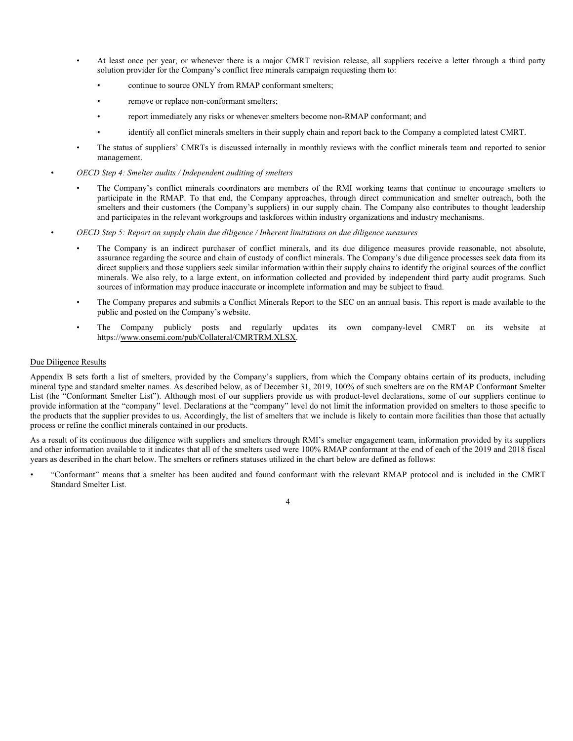- At least once per year, or whenever there is a major CMRT revision release, all suppliers receive a letter through a third party solution provider for the Company's conflict free minerals campaign requesting them to:
  - continue to source ONLY from RMAP conformant smelters;
  - remove or replace non-conformant smelters;
  - report immediately any risks or whenever smelters become non-RMAP conformant; and
  - identify all conflict minerals smelters in their supply chain and report back to the Company a completed latest CMRT.
- The status of suppliers' CMRTs is discussed internally in monthly reviews with the conflict minerals team and reported to senior management.

- *OECD Step 4: Smelter audits / Independent auditing of smelters*
  - The Company's conflict minerals coordinators are members of the RMI working teams that continue to encourage smelters to participate in the RMAP. To that end, the Company approaches, through direct communication and smelter outreach, both the smelters and their customers (the Company's suppliers) in our supply chain. The Company also contributes to thought leadership and participates in the relevant workgroups and taskforces within industry organizations and industry mechanisms.

- *OECD Step 5: Report on supply chain due diligence / Inherent limitations on due diligence measures*
  - The Company is an indirect purchaser of conflict minerals, and its due diligence measures provide reasonable, not absolute, assurance regarding the source and chain of custody of conflict minerals. The Company's due diligence processes seek data from its direct suppliers and those suppliers seek similar information within their supply chains to identify the original sources of the conflict minerals. We also rely, to a large extent, on information collected and provided by independent third party audit programs. Such sources of information may produce inaccurate or incomplete information and may be subject to fraud.
  - The Company prepares and submits a Conflict Minerals Report to the SEC on an annual basis. This report is made available to the public and posted on the Company's website.
  - The Company publicly posts and regularly updates its own company-level CMRT on its website at https://www.onsemi.com/pub/Collateral/CMRTRM.XLSX.

Due Diligence Results

Appendix B sets forth a list of smelters, provided by the Company's suppliers, from which the Company obtains certain of its products, including mineral type and standard smelter names. As described below, as of December 31, 2019, 100% of such smelters are on the RMAP Conformant Smelter List (the "Conformant Smelter List"). Although most of our suppliers provide us with product-level declarations, some of our suppliers continue to provide information at the "company" level. Declarations at the "company" level do not limit the information provided on smelters to those specific to the products that the supplier provides to us. Accordingly, the list of smelters that we include is likely to contain more facilities than those that actually process or refine the conflict minerals contained in our products.

As a result of its continuous due diligence with suppliers and smelters through RMI's smelter engagement team, information provided by its suppliers and other information available to it indicates that all of the smelters used were 100% RMAP conformant at the end of each of the 2019 and 2018 fiscal years as described in the chart below. The smelters or refiners statuses utilized in the chart below are defined as follows:

- "Conformant" means that a smelter has been audited and found conformant with the relevant RMAP protocol and is included in the CMRT Standard Smelter List.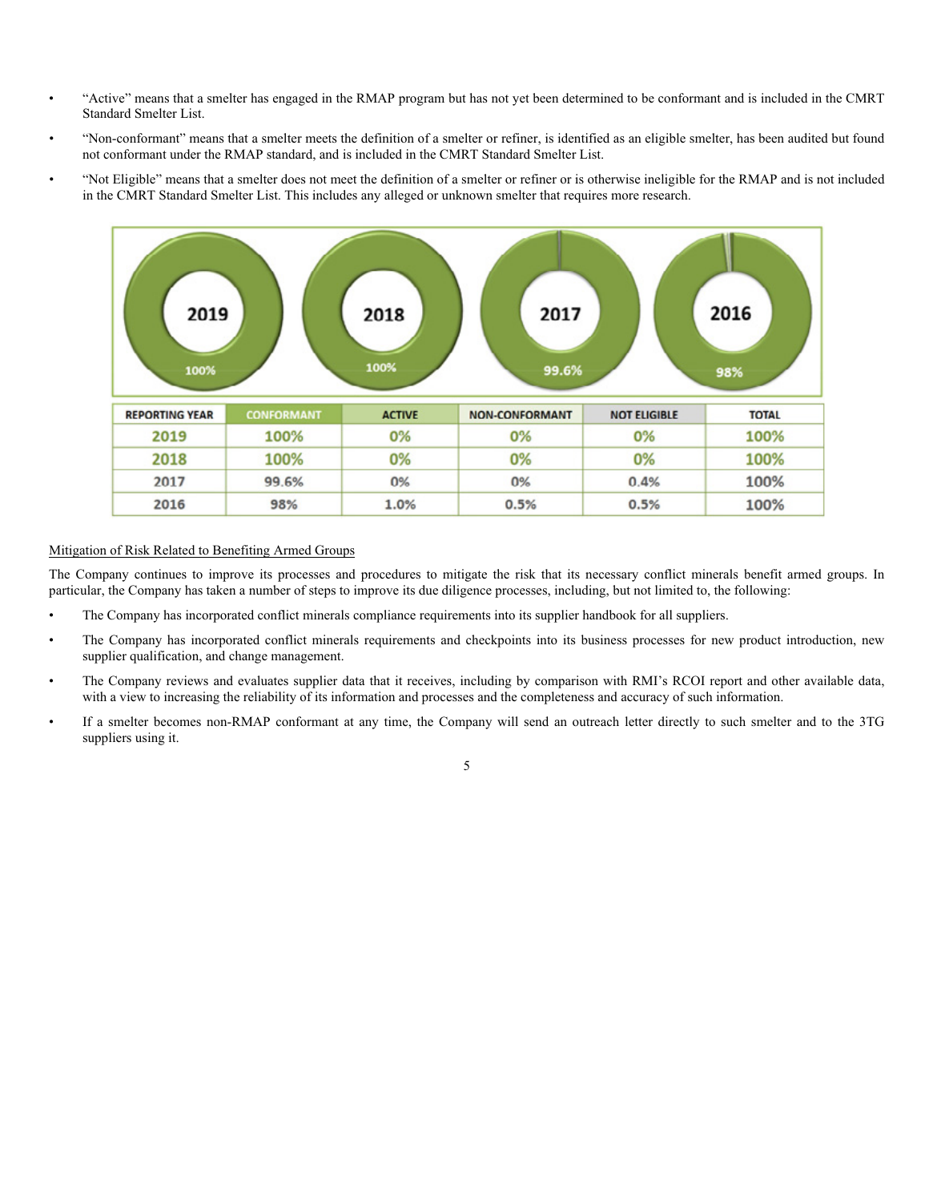- "Active" means that a smelter has engaged in the RMAP program but has not yet been determined to be conformant and is included in the CMRT Standard Smelter List.
- "Non-conformant" means that a smelter meets the definition of a smelter or refiner, is identified as an eligible smelter, has been audited but found not conformant under the RMAP standard, and is included in the CMRT Standard Smelter List.
- "Not Eligible" means that a smelter does not meet the definition of a smelter or refiner or is otherwise ineligible for the RMAP and is not included in the CMRT Standard Smelter List. This includes any alleged or unknown smelter that requires more research.

| REPORTING YEAR | CONFORMANT | ACTIVE | NON-CONFORMANT | NOT ELIGIBLE | TOTAL |
| --- | --- | --- | --- | --- | --- |
| 2019 | 100% | 0% | 0% | 0% | 100% |
| 2018 | 100% | 0% | 0% | 0% | 100% |
| 2017 | 99.6% | 0% | 0% | 0.4% | 100% |
| 2016 | 98% | 1.0% | 0.5% | 0.5% | 100% |

Mitigation of Risk Related to Benefiting Armed Groups

The Company continues to improve its processes and procedures to mitigate the risk that its necessary conflict minerals benefit armed groups. In particular, the Company has taken a number of steps to improve its due diligence processes, including, but not limited to, the following:

- The Company has incorporated conflict minerals compliance requirements into its supplier handbook for all suppliers.
- The Company has incorporated conflict minerals requirements and checkpoints into its business processes for new product introduction, new supplier qualification, and change management.
- The Company reviews and evaluates supplier data that it receives, including by comparison with RMI's RCOI report and other available data, with a view to increasing the reliability of its information and processes and the completeness and accuracy of such information.
- If a smelter becomes non-RMAP conformant at any time, the Company will send an outreach letter directly to such smelter and to the 3TG suppliers using it.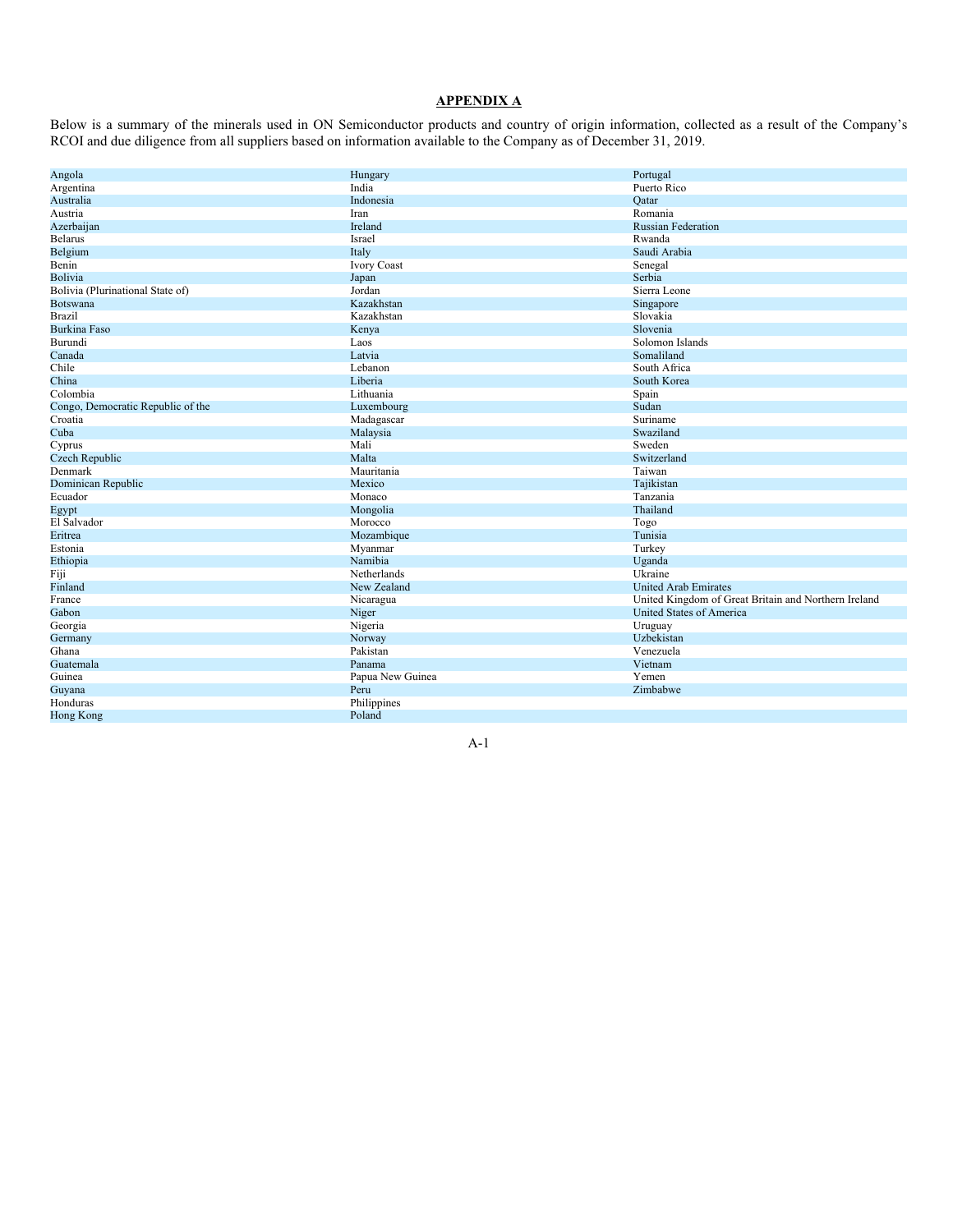## APPENDIX A

Below is a summary of the minerals used in ON Semiconductor products and country of origin information, collected as a result of the Company's RCOI and due diligence from all suppliers based on information available to the Company as of December 31, 2019.

| | | |
|---|---|---|
| Angola | Hungary | Portugal |
| Argentina | India | Puerto Rico |
| Australia | Indonesia | Qatar |
| Austria | Iran | Romania |
| Azerbaijan | Ireland | Russian Federation |
| Belarus | Israel | Rwanda |
| Belgium | Italy | Saudi Arabia |
| Benin | Ivory Coast | Senegal |
| Bolivia | Japan | Serbia |
| Bolivia (Plurinational State of) | Jordan | Sierra Leone |
| Botswana | Kazakhstan | Singapore |
| Brazil | Kazakhstan | Slovakia |
| Burkina Faso | Kenya | Slovenia |
| Burundi | Laos | Solomon Islands |
| Canada | Latvia | Somaliland |
| Chile | Lebanon | South Africa |
| China | Liberia | South Korea |
| Colombia | Lithuania | Spain |
| Congo, Democratic Republic of the | Luxembourg | Sudan |
| Croatia | Madagascar | Suriname |
| Cuba | Malaysia | Swaziland |
| Cyprus | Mali | Sweden |
| Czech Republic | Malta | Switzerland |
| Denmark | Mauritania | Taiwan |
| Dominican Republic | Mexico | Tajikistan |
| Ecuador | Monaco | Tanzania |
| Egypt | Mongolia | Thailand |
| El Salvador | Morocco | Togo |
| Eritrea | Mozambique | Tunisia |
| Estonia | Myanmar | Turkey |
| Ethiopia | Namibia | Uganda |
| Fiji | Netherlands | Ukraine |
| Finland | New Zealand | United Arab Emirates |
| France | Nicaragua | United Kingdom of Great Britain and Northern Ireland |
| Gabon | Niger | United States of America |
| Georgia | Nigeria | Uruguay |
| Germany | Norway | Uzbekistan |
| Ghana | Pakistan | Venezuela |
| Guatemala | Panama | Vietnam |
| Guinea | Papua New Guinea | Yemen |
| Guyana | Peru | Zimbabwe |
| Honduras | Philippines | |
| Hong Kong | Poland | |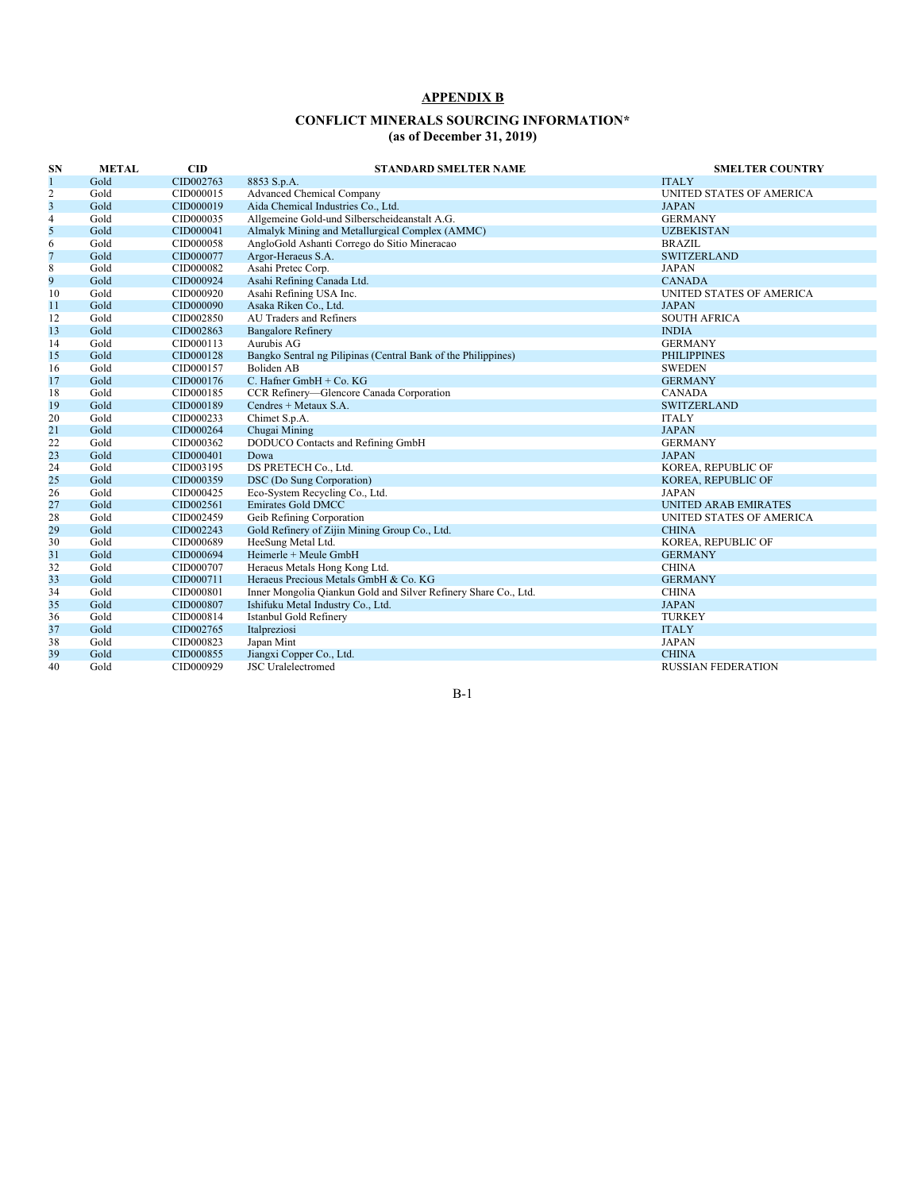## APPENDIX B

### CONFLICT MINERALS SOURCING INFORMATION*
### (as of December 31, 2019)

| SN | METAL | CID | STANDARD SMELTER NAME | SMELTER COUNTRY |
|---|---|---|---|---|
| 1 | Gold | CID002763 | 8853 S.p.A. | ITALY |
| 2 | Gold | CID000015 | Advanced Chemical Company | UNITED STATES OF AMERICA |
| 3 | Gold | CID000019 | Aida Chemical Industries Co., Ltd. | JAPAN |
| 4 | Gold | CID000035 | Allgemeine Gold-und Silberscheideanstalt A.G. | GERMANY |
| 5 | Gold | CID000041 | Almalyk Mining and Metallurgical Complex (AMMC) | UZBEKISTAN |
| 6 | Gold | CID000058 | AngloGold Ashanti Corrego do Sitio Mineracao | BRAZIL |
| 7 | Gold | CID000077 | Argor-Heraeus S.A. | SWITZERLAND |
| 8 | Gold | CID000082 | Asahi Pretec Corp. | JAPAN |
| 9 | Gold | CID000924 | Asahi Refining Canada Ltd. | CANADA |
| 10 | Gold | CID000920 | Asahi Refining USA Inc. | UNITED STATES OF AMERICA |
| 11 | Gold | CID000090 | Asaka Riken Co., Ltd. | JAPAN |
| 12 | Gold | CID002850 | AU Traders and Refiners | SOUTH AFRICA |
| 13 | Gold | CID002863 | Bangalore Refinery | INDIA |
| 14 | Gold | CID000113 | Aurubis AG | GERMANY |
| 15 | Gold | CID000128 | Bangko Sentral ng Pilipinas (Central Bank of the Philippines) | PHILIPPINES |
| 16 | Gold | CID000157 | Boliden AB | SWEDEN |
| 17 | Gold | CID000176 | C. Hafner GmbH + Co. KG | GERMANY |
| 18 | Gold | CID000185 | CCR Refinery—Glencore Canada Corporation | CANADA |
| 19 | Gold | CID000189 | Cendres + Metaux S.A. | SWITZERLAND |
| 20 | Gold | CID000233 | Chimet S.p.A. | ITALY |
| 21 | Gold | CID000264 | Chugai Mining | JAPAN |
| 22 | Gold | CID000362 | DODUCO Contacts and Refining GmbH | GERMANY |
| 23 | Gold | CID000401 | Dowa | JAPAN |
| 24 | Gold | CID003195 | DS PRETECH Co., Ltd. | KOREA, REPUBLIC OF |
| 25 | Gold | CID000359 | DSC (Do Sung Corporation) | KOREA, REPUBLIC OF |
| 26 | Gold | CID000425 | Eco-System Recycling Co., Ltd. | JAPAN |
| 27 | Gold | CID002561 | Emirates Gold DMCC | UNITED ARAB EMIRATES |
| 28 | Gold | CID002459 | Geib Refining Corporation | UNITED STATES OF AMERICA |
| 29 | Gold | CID002243 | Gold Refinery of Zijin Mining Group Co., Ltd. | CHINA |
| 30 | Gold | CID000689 | HeeSung Metal Ltd. | KOREA, REPUBLIC OF |
| 31 | Gold | CID000694 | Heimerle + Meule GmbH | GERMANY |
| 32 | Gold | CID000707 | Heraeus Metals Hong Kong Ltd. | CHINA |
| 33 | Gold | CID000711 | Heraeus Precious Metals GmbH & Co. KG | GERMANY |
| 34 | Gold | CID000801 | Inner Mongolia Qiankun Gold and Silver Refinery Share Co., Ltd. | CHINA |
| 35 | Gold | CID000807 | Ishifuku Metal Industry Co., Ltd. | JAPAN |
| 36 | Gold | CID000814 | Istanbul Gold Refinery | TURKEY |
| 37 | Gold | CID002765 | Italpreziosi | ITALY |
| 38 | Gold | CID000823 | Japan Mint | JAPAN |
| 39 | Gold | CID000855 | Jiangxi Copper Co., Ltd. | CHINA |
| 40 | Gold | CID000929 | JSC Uralelectromed | RUSSIAN FEDERATION |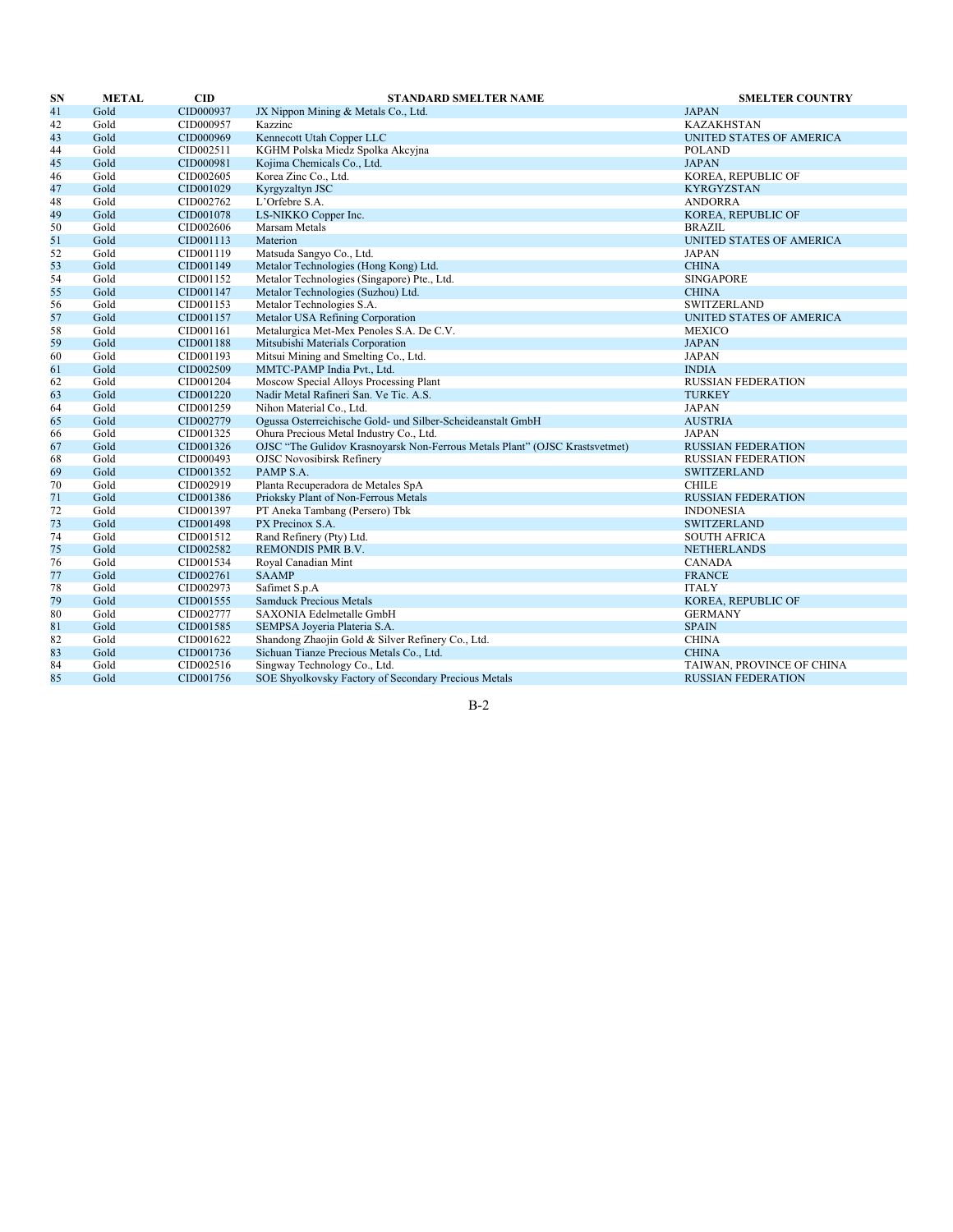| SN | METAL | CID | STANDARD SMELTER NAME | SMELTER COUNTRY |
| --- | --- | --- | --- | --- |
| 41 | Gold | CID000937 | JX Nippon Mining & Metals Co., Ltd. | JAPAN |
| 42 | Gold | CID000957 | Kazzinc | KAZAKHSTAN |
| 43 | Gold | CID000969 | Kennecott Utah Copper LLC | UNITED STATES OF AMERICA |
| 44 | Gold | CID002511 | KGHM Polska Miedz Spolka Akcyjna | POLAND |
| 45 | Gold | CID000981 | Kojima Chemicals Co., Ltd. | JAPAN |
| 46 | Gold | CID002605 | Korea Zinc Co., Ltd. | KOREA, REPUBLIC OF |
| 47 | Gold | CID001029 | Kyrgyzaltyn JSC | KYRGYZSTAN |
| 48 | Gold | CID002762 | L'Orfebre S.A. | ANDORRA |
| 49 | Gold | CID001078 | LS-NIKKO Copper Inc. | KOREA, REPUBLIC OF |
| 50 | Gold | CID002606 | Marsam Metals | BRAZIL |
| 51 | Gold | CID001113 | Materion | UNITED STATES OF AMERICA |
| 52 | Gold | CID001119 | Matsuda Sangyo Co., Ltd. | JAPAN |
| 53 | Gold | CID001149 | Metalor Technologies (Hong Kong) Ltd. | CHINA |
| 54 | Gold | CID001152 | Metalor Technologies (Singapore) Pte., Ltd. | SINGAPORE |
| 55 | Gold | CID001147 | Metalor Technologies (Suzhou) Ltd. | CHINA |
| 56 | Gold | CID001153 | Metalor Technologies S.A. | SWITZERLAND |
| 57 | Gold | CID001157 | Metalor USA Refining Corporation | UNITED STATES OF AMERICA |
| 58 | Gold | CID001161 | Metalurgica Met-Mex Penoles S.A. De C.V. | MEXICO |
| 59 | Gold | CID001188 | Mitsubishi Materials Corporation | JAPAN |
| 60 | Gold | CID001193 | Mitsui Mining and Smelting Co., Ltd. | JAPAN |
| 61 | Gold | CID002509 | MMTC-PAMP India Pvt., Ltd. | INDIA |
| 62 | Gold | CID001204 | Moscow Special Alloys Processing Plant | RUSSIAN FEDERATION |
| 63 | Gold | CID001220 | Nadir Metal Rafineri San. Ve Tic. A.S. | TURKEY |
| 64 | Gold | CID001259 | Nihon Material Co., Ltd. | JAPAN |
| 65 | Gold | CID002779 | Ogussa Osterreichische Gold- und Silber-Scheideanstalt GmbH | AUSTRIA |
| 66 | Gold | CID001325 | Ohura Precious Metal Industry Co., Ltd. | JAPAN |
| 67 | Gold | CID001326 | OJSC "The Gulidov Krasnoyarsk Non-Ferrous Metals Plant" (OJSC Krastsvetmet) | RUSSIAN FEDERATION |
| 68 | Gold | CID000493 | OJSC Novosibirsk Refinery | RUSSIAN FEDERATION |
| 69 | Gold | CID001352 | PAMP S.A. | SWITZERLAND |
| 70 | Gold | CID002919 | Planta Recuperadora de Metales SpA | CHILE |
| 71 | Gold | CID001386 | Prioksky Plant of Non-Ferrous Metals | RUSSIAN FEDERATION |
| 72 | Gold | CID001397 | PT Aneka Tambang (Persero) Tbk | INDONESIA |
| 73 | Gold | CID001498 | PX Precinox S.A. | SWITZERLAND |
| 74 | Gold | CID001512 | Rand Refinery (Pty) Ltd. | SOUTH AFRICA |
| 75 | Gold | CID002582 | REMONDIS PMR B.V. | NETHERLANDS |
| 76 | Gold | CID001534 | Royal Canadian Mint | CANADA |
| 77 | Gold | CID002761 | SAAMP | FRANCE |
| 78 | Gold | CID002973 | Safimet S.p.A | ITALY |
| 79 | Gold | CID001555 | Samduck Precious Metals | KOREA, REPUBLIC OF |
| 80 | Gold | CID002777 | SAXONIA Edelmetalle GmbH | GERMANY |
| 81 | Gold | CID001585 | SEMPSA Joyeria Plateria S.A. | SPAIN |
| 82 | Gold | CID001622 | Shandong Zhaojin Gold & Silver Refinery Co., Ltd. | CHINA |
| 83 | Gold | CID001736 | Sichuan Tianze Precious Metals Co., Ltd. | CHINA |
| 84 | Gold | CID002516 | Singway Technology Co., Ltd. | TAIWAN, PROVINCE OF CHINA |
| 85 | Gold | CID001756 | SOE Shyolkovsky Factory of Secondary Precious Metals | RUSSIAN FEDERATION |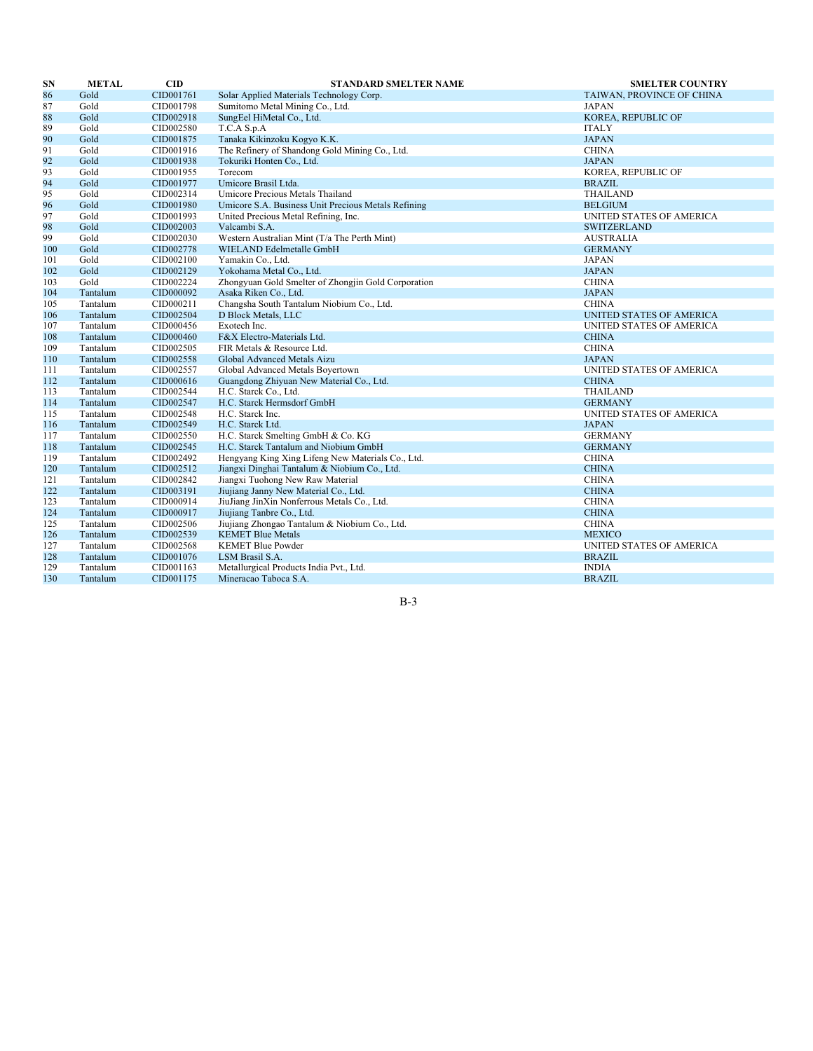| SN | METAL | CID | STANDARD SMELTER NAME | SMELTER COUNTRY |
|---|---|---|---|---|
| 86 | Gold | CID001761 | Solar Applied Materials Technology Corp. | TAIWAN, PROVINCE OF CHINA |
| 87 | Gold | CID001798 | Sumitomo Metal Mining Co., Ltd. | JAPAN |
| 88 | Gold | CID002918 | SungEel HiMetal Co., Ltd. | KOREA, REPUBLIC OF |
| 89 | Gold | CID002580 | T.C.A S.p.A | ITALY |
| 90 | Gold | CID001875 | Tanaka Kikinzoku Kogyo K.K. | JAPAN |
| 91 | Gold | CID001916 | The Refinery of Shandong Gold Mining Co., Ltd. | CHINA |
| 92 | Gold | CID001938 | Tokuriki Honten Co., Ltd. | JAPAN |
| 93 | Gold | CID001955 | Torecom | KOREA, REPUBLIC OF |
| 94 | Gold | CID001977 | Umicore Brasil Ltda. | BRAZIL |
| 95 | Gold | CID002314 | Umicore Precious Metals Thailand | THAILAND |
| 96 | Gold | CID001980 | Umicore S.A. Business Unit Precious Metals Refining | BELGIUM |
| 97 | Gold | CID001993 | United Precious Metal Refining, Inc. | UNITED STATES OF AMERICA |
| 98 | Gold | CID002003 | Valcambi S.A. | SWITZERLAND |
| 99 | Gold | CID002030 | Western Australian Mint (T/a The Perth Mint) | AUSTRALIA |
| 100 | Gold | CID002778 | WIELAND Edelmetalle GmbH | GERMANY |
| 101 | Gold | CID002100 | Yamakin Co., Ltd. | JAPAN |
| 102 | Gold | CID002129 | Yokohama Metal Co., Ltd. | JAPAN |
| 103 | Gold | CID002224 | Zhongyuan Gold Smelter of Zhongjin Gold Corporation | CHINA |
| 104 | Tantalum | CID000092 | Asaka Riken Co., Ltd. | JAPAN |
| 105 | Tantalum | CID000211 | Changsha South Tantalum Niobium Co., Ltd. | CHINA |
| 106 | Tantalum | CID002504 | D Block Metals, LLC | UNITED STATES OF AMERICA |
| 107 | Tantalum | CID000456 | Exotech Inc. | UNITED STATES OF AMERICA |
| 108 | Tantalum | CID000460 | F&X Electro-Materials Ltd. | CHINA |
| 109 | Tantalum | CID002505 | FIR Metals & Resource Ltd. | CHINA |
| 110 | Tantalum | CID002558 | Global Advanced Metals Aizu | JAPAN |
| 111 | Tantalum | CID002557 | Global Advanced Metals Boyertown | UNITED STATES OF AMERICA |
| 112 | Tantalum | CID000616 | Guangdong Zhiyuan New Material Co., Ltd. | CHINA |
| 113 | Tantalum | CID002544 | H.C. Starck Co., Ltd. | THAILAND |
| 114 | Tantalum | CID002547 | H.C. Starck Hermsdorf GmbH | GERMANY |
| 115 | Tantalum | CID002548 | H.C. Starck Inc. | UNITED STATES OF AMERICA |
| 116 | Tantalum | CID002549 | H.C. Starck Ltd. | JAPAN |
| 117 | Tantalum | CID002550 | H.C. Starck Smelting GmbH & Co. KG | GERMANY |
| 118 | Tantalum | CID002545 | H.C. Starck Tantalum and Niobium GmbH | GERMANY |
| 119 | Tantalum | CID002492 | Hengyang King Xing Lifeng New Materials Co., Ltd. | CHINA |
| 120 | Tantalum | CID002512 | Jiangxi Dinghai Tantalum & Niobium Co., Ltd. | CHINA |
| 121 | Tantalum | CID002842 | Jiangxi Tuohong New Raw Material | CHINA |
| 122 | Tantalum | CID003191 | Jiujiang Janny New Material Co., Ltd. | CHINA |
| 123 | Tantalum | CID000914 | JiuJiang JinXin Nonferrous Metals Co., Ltd. | CHINA |
| 124 | Tantalum | CID000917 | Jiujiang Tanbre Co., Ltd. | CHINA |
| 125 | Tantalum | CID002506 | Jiujiang Zhongao Tantalum & Niobium Co., Ltd. | CHINA |
| 126 | Tantalum | CID002539 | KEMET Blue Metals | MEXICO |
| 127 | Tantalum | CID002568 | KEMET Blue Powder | UNITED STATES OF AMERICA |
| 128 | Tantalum | CID001076 | LSM Brasil S.A. | BRAZIL |
| 129 | Tantalum | CID001163 | Metallurgical Products India Pvt., Ltd. | INDIA |
| 130 | Tantalum | CID001175 | Mineracao Taboca S.A. | BRAZIL |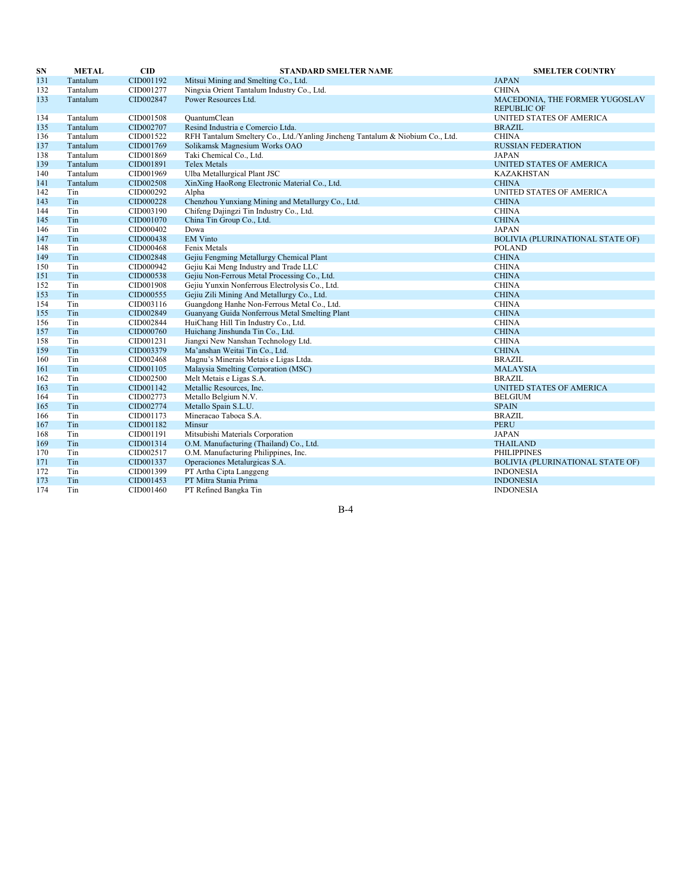| SN | METAL | CID | STANDARD SMELTER NAME | SMELTER COUNTRY |
| --- | --- | --- | --- | --- |
| 131 | Tantalum | CID001192 | Mitsui Mining and Smelting Co., Ltd. | JAPAN |
| 132 | Tantalum | CID001277 | Ningxia Orient Tantalum Industry Co., Ltd. | CHINA |
| 133 | Tantalum | CID002847 | Power Resources Ltd. | MACEDONIA, THE FORMER YUGOSLAV REPUBLIC OF |
| 134 | Tantalum | CID001508 | QuantumClean | UNITED STATES OF AMERICA |
| 135 | Tantalum | CID002707 | Resind Industria e Comercio Ltda. | BRAZIL |
| 136 | Tantalum | CID001522 | RFH Tantalum Smeltery Co., Ltd./Yanling Jincheng Tantalum & Niobium Co., Ltd. | CHINA |
| 137 | Tantalum | CID001769 | Solikamsk Magnesium Works OAO | RUSSIAN FEDERATION |
| 138 | Tantalum | CID001869 | Taki Chemical Co., Ltd. | JAPAN |
| 139 | Tantalum | CID001891 | Telex Metals | UNITED STATES OF AMERICA |
| 140 | Tantalum | CID001969 | Ulba Metallurgical Plant JSC | KAZAKHSTAN |
| 141 | Tantalum | CID002508 | XinXing HaoRong Electronic Material Co., Ltd. | CHINA |
| 142 | Tin | CID000292 | Alpha | UNITED STATES OF AMERICA |
| 143 | Tin | CID000228 | Chenzhou Yunxiang Mining and Metallurgy Co., Ltd. | CHINA |
| 144 | Tin | CID003190 | Chifeng Dajingzi Tin Industry Co., Ltd. | CHINA |
| 145 | Tin | CID001070 | China Tin Group Co., Ltd. | CHINA |
| 146 | Tin | CID000402 | Dowa | JAPAN |
| 147 | Tin | CID000438 | EM Vinto | BOLIVIA (PLURINATIONAL STATE OF) |
| 148 | Tin | CID000468 | Fenix Metals | POLAND |
| 149 | Tin | CID002848 | Gejiu Fengming Metallurgy Chemical Plant | CHINA |
| 150 | Tin | CID000942 | Gejiu Kai Meng Industry and Trade LLC | CHINA |
| 151 | Tin | CID000538 | Gejiu Non-Ferrous Metal Processing Co., Ltd. | CHINA |
| 152 | Tin | CID001908 | Gejiu Yunxin Nonferrous Electrolysis Co., Ltd. | CHINA |
| 153 | Tin | CID000555 | Gejiu Zili Mining And Metallurgy Co., Ltd. | CHINA |
| 154 | Tin | CID003116 | Guangdong Hanhe Non-Ferrous Metal Co., Ltd. | CHINA |
| 155 | Tin | CID002849 | Guanyang Guida Nonferrous Metal Smelting Plant | CHINA |
| 156 | Tin | CID002844 | HuiChang Hill Tin Industry Co., Ltd. | CHINA |
| 157 | Tin | CID000760 | Huichang Jinshunda Tin Co., Ltd. | CHINA |
| 158 | Tin | CID001231 | Jiangxi New Nanshan Technology Ltd. | CHINA |
| 159 | Tin | CID003379 | Ma'anshan Weitai Tin Co., Ltd. | CHINA |
| 160 | Tin | CID002468 | Magnu's Minerais Metais e Ligas Ltda. | BRAZIL |
| 161 | Tin | CID001105 | Malaysia Smelting Corporation (MSC) | MALAYSIA |
| 162 | Tin | CID002500 | Melt Metais e Ligas S.A. | BRAZIL |
| 163 | Tin | CID001142 | Metallic Resources, Inc. | UNITED STATES OF AMERICA |
| 164 | Tin | CID002773 | Metallo Belgium N.V. | BELGIUM |
| 165 | Tin | CID002774 | Metallo Spain S.L.U. | SPAIN |
| 166 | Tin | CID001173 | Mineracao Taboca S.A. | BRAZIL |
| 167 | Tin | CID001182 | Minsur | PERU |
| 168 | Tin | CID001191 | Mitsubishi Materials Corporation | JAPAN |
| 169 | Tin | CID001314 | O.M. Manufacturing (Thailand) Co., Ltd. | THAILAND |
| 170 | Tin | CID002517 | O.M. Manufacturing Philippines, Inc. | PHILIPPINES |
| 171 | Tin | CID001337 | Operaciones Metalurgicas S.A. | BOLIVIA (PLURINATIONAL STATE OF) |
| 172 | Tin | CID001399 | PT Artha Cipta Langgeng | INDONESIA |
| 173 | Tin | CID001453 | PT Mitra Stania Prima | INDONESIA |
| 174 | Tin | CID001460 | PT Refined Bangka Tin | INDONESIA |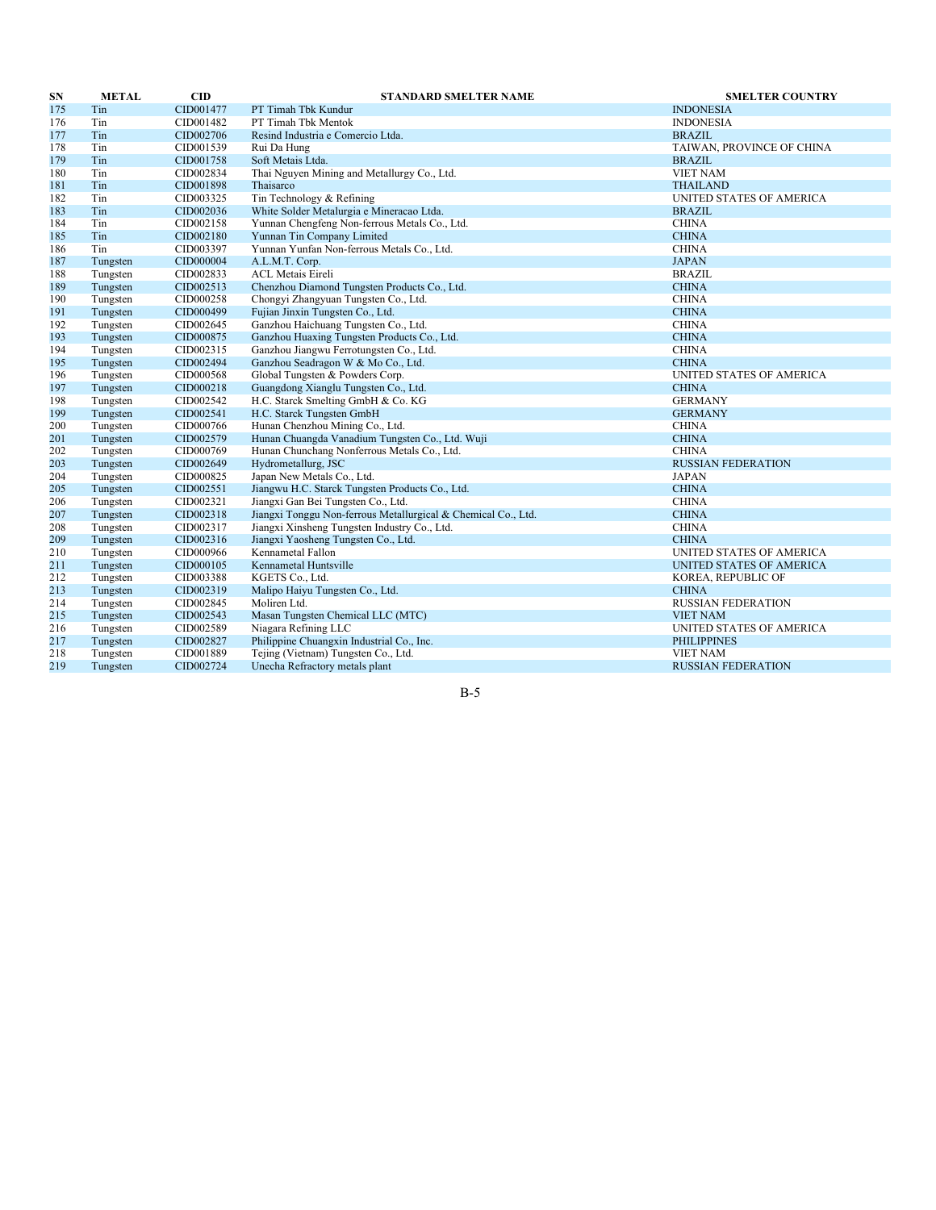| SN | METAL | CID | STANDARD SMELTER NAME | SMELTER COUNTRY |
|---|---|---|---|---|
| 175 | Tin | CID001477 | PT Timah Tbk Kundur | INDONESIA |
| 176 | Tin | CID001482 | PT Timah Tbk Mentok | INDONESIA |
| 177 | Tin | CID002706 | Resind Industria e Comercio Ltda. | BRAZIL |
| 178 | Tin | CID001539 | Rui Da Hung | TAIWAN, PROVINCE OF CHINA |
| 179 | Tin | CID001758 | Soft Metais Ltda. | BRAZIL |
| 180 | Tin | CID002834 | Thai Nguyen Mining and Metallurgy Co., Ltd. | VIET NAM |
| 181 | Tin | CID001898 | Thaisarco | THAILAND |
| 182 | Tin | CID003325 | Tin Technology & Refining | UNITED STATES OF AMERICA |
| 183 | Tin | CID002036 | White Solder Metalurgia e Mineracao Ltda. | BRAZIL |
| 184 | Tin | CID002158 | Yunnan Chengfeng Non-ferrous Metals Co., Ltd. | CHINA |
| 185 | Tin | CID002180 | Yunnan Tin Company Limited | CHINA |
| 186 | Tin | CID003397 | Yunnan Yunfan Non-ferrous Metals Co., Ltd. | CHINA |
| 187 | Tungsten | CID000004 | A.L.M.T. Corp. | JAPAN |
| 188 | Tungsten | CID002833 | ACL Metais Eireli | BRAZIL |
| 189 | Tungsten | CID002513 | Chenzhou Diamond Tungsten Products Co., Ltd. | CHINA |
| 190 | Tungsten | CID000258 | Chongyi Zhangyuan Tungsten Co., Ltd. | CHINA |
| 191 | Tungsten | CID000499 | Fujian Jinxin Tungsten Co., Ltd. | CHINA |
| 192 | Tungsten | CID002645 | Ganzhou Haichuang Tungsten Co., Ltd. | CHINA |
| 193 | Tungsten | CID000875 | Ganzhou Huaxing Tungsten Products Co., Ltd. | CHINA |
| 194 | Tungsten | CID002315 | Ganzhou Jiangwu Ferrotungsten Co., Ltd. | CHINA |
| 195 | Tungsten | CID002494 | Ganzhou Seadragon W & Mo Co., Ltd. | CHINA |
| 196 | Tungsten | CID000568 | Global Tungsten & Powders Corp. | UNITED STATES OF AMERICA |
| 197 | Tungsten | CID000218 | Guangdong Xianglu Tungsten Co., Ltd. | CHINA |
| 198 | Tungsten | CID002542 | H.C. Starck Smelting GmbH & Co. KG | GERMANY |
| 199 | Tungsten | CID002541 | H.C. Starck Tungsten GmbH | GERMANY |
| 200 | Tungsten | CID000766 | Hunan Chenzhou Mining Co., Ltd. | CHINA |
| 201 | Tungsten | CID002579 | Hunan Chuangda Vanadium Tungsten Co., Ltd. Wuji | CHINA |
| 202 | Tungsten | CID000769 | Hunan Chunchang Nonferrous Metals Co., Ltd. | CHINA |
| 203 | Tungsten | CID002649 | Hydrometallurg, JSC | RUSSIAN FEDERATION |
| 204 | Tungsten | CID000825 | Japan New Metals Co., Ltd. | JAPAN |
| 205 | Tungsten | CID002551 | Jiangwu H.C. Starck Tungsten Products Co., Ltd. | CHINA |
| 206 | Tungsten | CID002321 | Jiangxi Gan Bei Tungsten Co., Ltd. | CHINA |
| 207 | Tungsten | CID002318 | Jiangxi Tonggu Non-ferrous Metallurgical & Chemical Co., Ltd. | CHINA |
| 208 | Tungsten | CID002317 | Jiangxi Xinsheng Tungsten Industry Co., Ltd. | CHINA |
| 209 | Tungsten | CID002316 | Jiangxi Yaosheng Tungsten Co., Ltd. | CHINA |
| 210 | Tungsten | CID000966 | Kennametal Fallon | UNITED STATES OF AMERICA |
| 211 | Tungsten | CID000105 | Kennametal Huntsville | UNITED STATES OF AMERICA |
| 212 | Tungsten | CID003388 | KGETS Co., Ltd. | KOREA, REPUBLIC OF |
| 213 | Tungsten | CID002319 | Malipo Haiyu Tungsten Co., Ltd. | CHINA |
| 214 | Tungsten | CID002845 | Moliren Ltd. | RUSSIAN FEDERATION |
| 215 | Tungsten | CID002543 | Masan Tungsten Chemical LLC (MTC) | VIET NAM |
| 216 | Tungsten | CID002589 | Niagara Refining LLC | UNITED STATES OF AMERICA |
| 217 | Tungsten | CID002827 | Philippine Chuangxin Industrial Co., Inc. | PHILIPPINES |
| 218 | Tungsten | CID001889 | Tejing (Vietnam) Tungsten Co., Ltd. | VIET NAM |
| 219 | Tungsten | CID002724 | Unecha Refractory metals plant | RUSSIAN FEDERATION |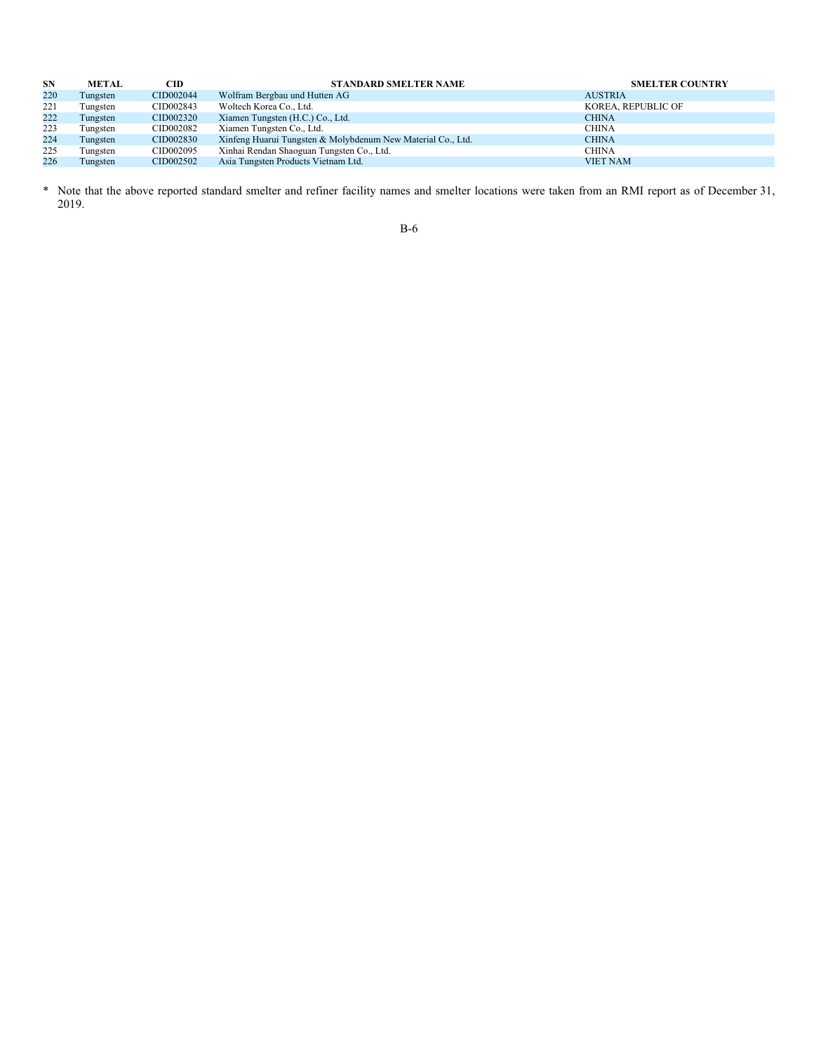| SN | METAL | CID | STANDARD SMELTER NAME | SMELTER COUNTRY |
|---|---|---|---|---|
| 220 | Tungsten | CID002044 | Wolfram Bergbau und Hutten AG | AUSTRIA |
| 221 | Tungsten | CID002843 | Woltech Korea Co., Ltd. | KOREA, REPUBLIC OF |
| 222 | Tungsten | CID002320 | Xiamen Tungsten (H.C.) Co., Ltd. | CHINA |
| 223 | Tungsten | CID002082 | Xiamen Tungsten Co., Ltd. | CHINA |
| 224 | Tungsten | CID002830 | Xinfeng Huarui Tungsten & Molybdenum New Material Co., Ltd. | CHINA |
| 225 | Tungsten | CID002095 | Xinhai Rendan Shaoguan Tungsten Co., Ltd. | CHINA |
| 226 | Tungsten | CID002502 | Asia Tungsten Products Vietnam Ltd. | VIET NAM |

\* Note that the above reported standard smelter and refiner facility names and smelter locations were taken from an RMI report as of December 31, 2019.